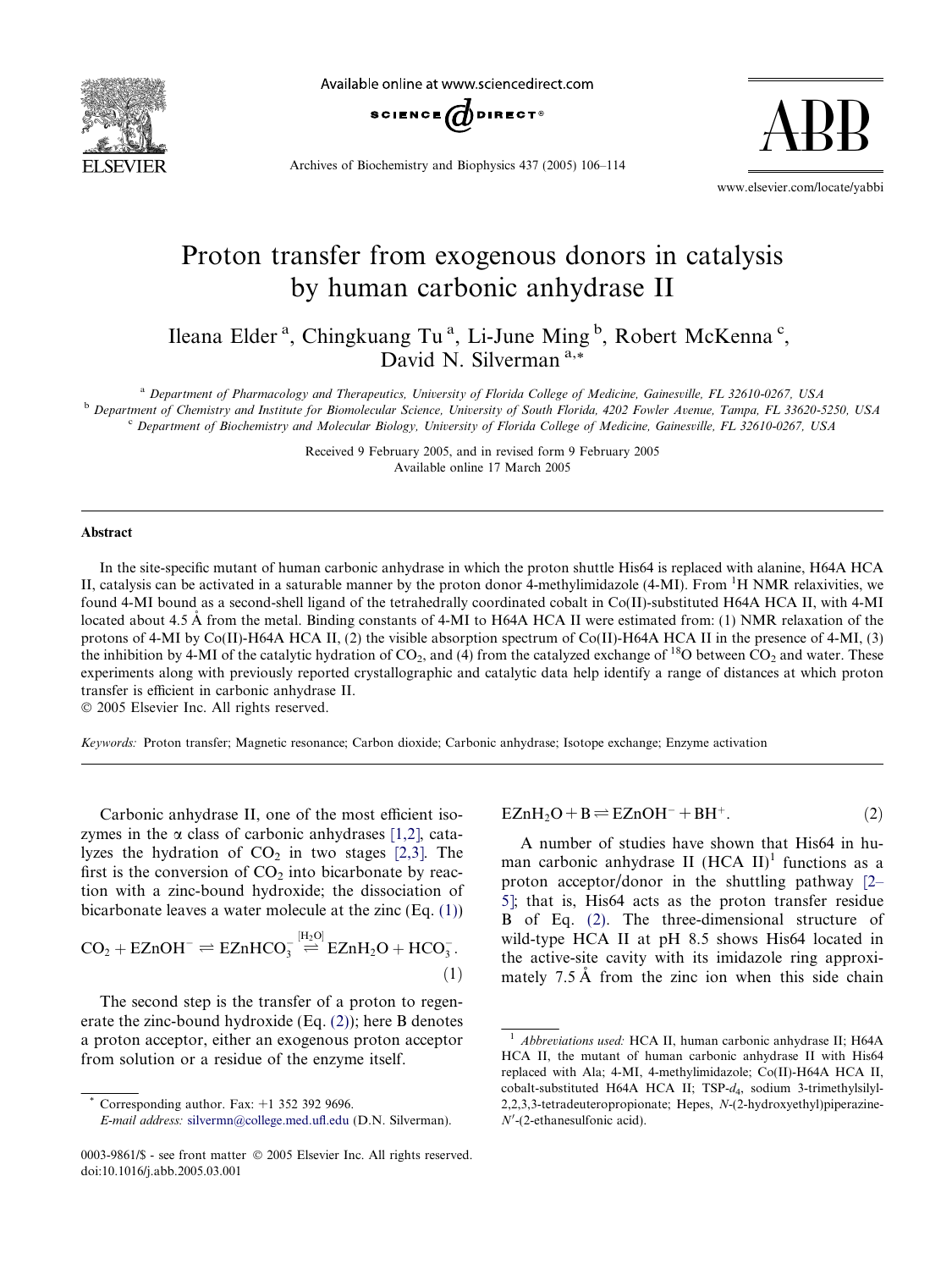# Proton transfer from exogenous donors in catalysis by human carbonic anhydrase II

Ileana Elder [a], Chingkuang Tu [a], Li-June Ming [b], Robert McKenna [c], David N. Silverman [a,*]

[a] Department of Pharmacology and Therapeutics, University of Florida College of Medicine, Gainesville, FL 32610-0267, USA
[b] Department of Chemistry and Institute for Biomolecular Science, University of South Florida, 4202 Fowler Avenue, Tampa, FL 33620-5250, USA
[c] Department of Biochemistry and Molecular Biology, University of Florida College of Medicine, Gainesville, FL 32610-0267, USA

Received 9 February 2005, and in revised form 9 February 2005
Available online 17 March 2005

## Abstract

In the site-specific mutant of human carbonic anhydrase in which the proton shuttle His64 is replaced with alanine, H64A HCA II, catalysis can be activated in a saturable manner by the proton donor 4-methylimidazole (4-MI). From $^1$H NMR relaxivities, we found 4-MI bound as a second-shell ligand of the tetrahedrally coordinated cobalt in Co(II)-substituted H64A HCA II, with 4-MI located about 4.5 Å from the metal. Binding constants of 4-MI to H64A HCA II were estimated from: (1) NMR relaxation of the protons of 4-MI by Co(II)-H64A HCA II, (2) the visible absorption spectrum of Co(II)-H64A HCA II in the presence of 4-MI, (3) the inhibition by 4-MI of the catalytic hydration of $CO_2$, and (4) from the catalyzed exchange of $^{18}$O between $CO_2$ and water. These experiments along with previously reported crystallographic and catalytic data help identify a range of distances at which proton transfer is efficient in carbonic anhydrase II.
© 2005 Elsevier Inc. All rights reserved.

*Keywords:* Proton transfer; Magnetic resonance; Carbon dioxide; Carbonic anhydrase; Isotope exchange; Enzyme activation

Carbonic anhydrase II, one of the most efficient isozymes in the α class of carbonic anhydrases [1,2], catalyzes the hydration of $CO_2$ in two stages [2,3]. The first is the conversion of $CO_2$ into bicarbonate by reaction with a zinc-bound hydroxide; the dissociation of bicarbonate leaves a water molecule at the zinc (Eq. (1))

$$CO_2 + EZnOH^- \rightleftharpoons EZnHCO_3^- \overset{[H_2O]}{\rightleftharpoons} EZnH_2O + HCO_3^-. \tag{1}$$

The second step is the transfer of a proton to regenerate the zinc-bound hydroxide (Eq. (2)); here B denotes a proton acceptor, either an exogenous proton acceptor from solution or a residue of the enzyme itself.

$$EZnH_2O + B \rightleftharpoons EZnOH^- + BH^+. \tag{2}$$

A number of studies have shown that His64 in human carbonic anhydrase II (HCA II)[1] functions as a proton acceptor/donor in the shuttling pathway [2–5]; that is, His64 acts as the proton transfer residue B of Eq. (2). The three-dimensional structure of wild-type HCA II at pH 8.5 shows His64 located in the active-site cavity with its imidazole ring approximately 7.5 Å from the zinc ion when this side chain

\* Corresponding author. Fax: +1 352 392 9696.
*E-mail address:* silvermn@college.med.ufl.edu (D.N. Silverman).

[1] *Abbreviations used:* HCA II, human carbonic anhydrase II; H64A HCA II, the mutant of human carbonic anhydrase II with His64 replaced with Ala; 4-MI, 4-methylimidazole; Co(II)-H64A HCA II, cobalt-substituted H64A HCA II; TSP-$d_4$, sodium 3-trimethylsilyl-2,2,3,3-tetradeuteropropionate; Hepes, *N*-(2-hydroxyethyl)piperazine-*N*′-(2-ethanesulfonic acid).

0003-9861/$ - see front matter © 2005 Elsevier Inc. All rights reserved.
doi:10.1016/j.abb.2005.03.001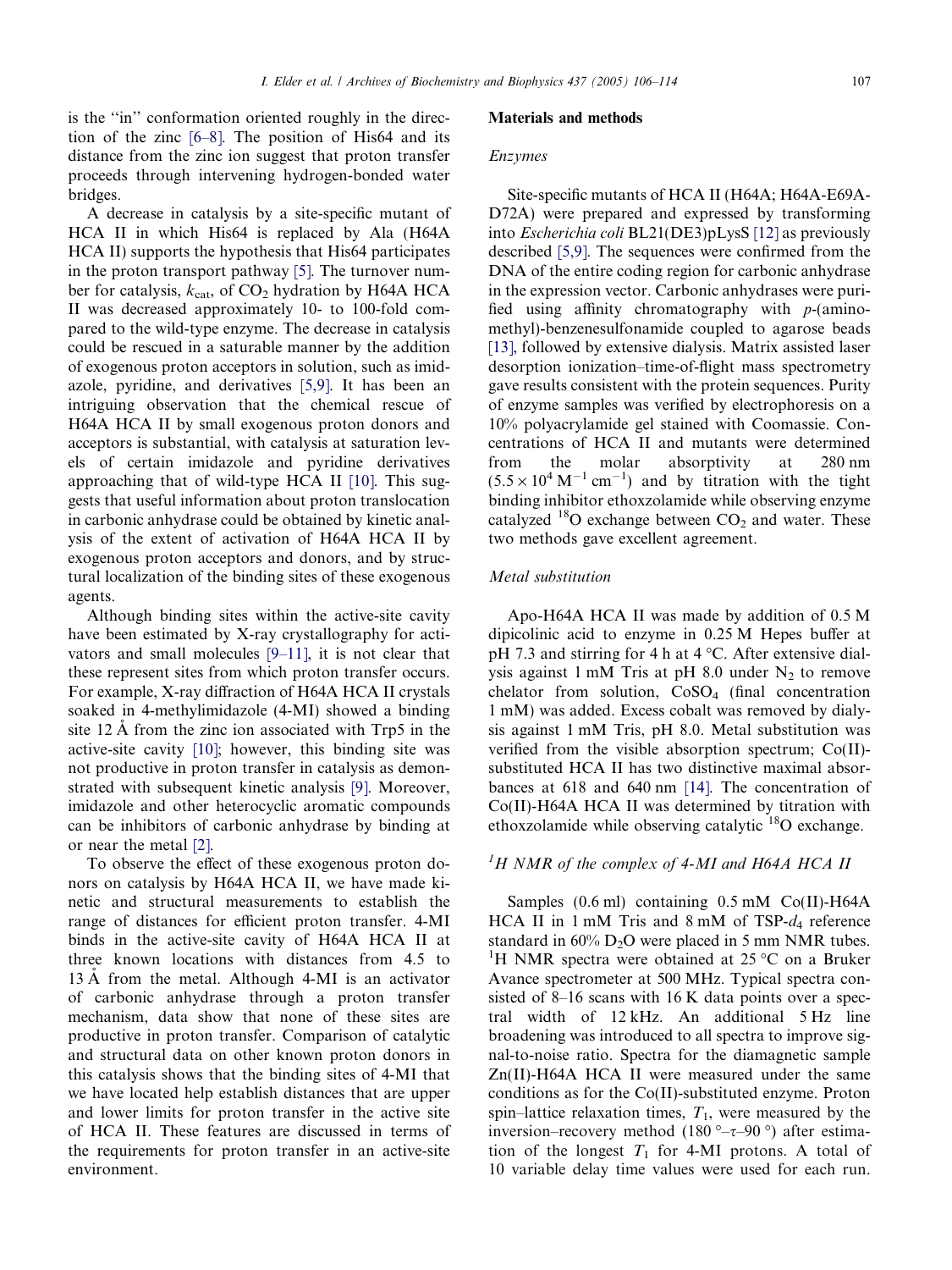is the "in" conformation oriented roughly in the direction of the zinc [6–8]. The position of His64 and its distance from the zinc ion suggest that proton transfer proceeds through intervening hydrogen-bonded water bridges.

A decrease in catalysis by a site-specific mutant of HCA II in which His64 is replaced by Ala (H64A HCA II) supports the hypothesis that His64 participates in the proton transport pathway [5]. The turnover number for catalysis, $k_{cat}$, of $CO_2$ hydration by H64A HCA II was decreased approximately 10- to 100-fold compared to the wild-type enzyme. The decrease in catalysis could be rescued in a saturable manner by the addition of exogenous proton acceptors in solution, such as imidazole, pyridine, and derivatives [5,9]. It has been an intriguing observation that the chemical rescue of H64A HCA II by small exogenous proton donors and acceptors is substantial, with catalysis at saturation levels of certain imidazole and pyridine derivatives approaching that of wild-type HCA II [10]. This suggests that useful information about proton translocation in carbonic anhydrase could be obtained by kinetic analysis of the extent of activation of H64A HCA II by exogenous proton acceptors and donors, and by structural localization of the binding sites of these exogenous agents.

Although binding sites within the active-site cavity have been estimated by X-ray crystallography for activators and small molecules [9–11], it is not clear that these represent sites from which proton transfer occurs. For example, X-ray diffraction of H64A HCA II crystals soaked in 4-methylimidazole (4-MI) showed a binding site 12 Å from the zinc ion associated with Trp5 in the active-site cavity [10]; however, this binding site was not productive in proton transfer in catalysis as demonstrated with subsequent kinetic analysis [9]. Moreover, imidazole and other heterocyclic aromatic compounds can be inhibitors of carbonic anhydrase by binding at or near the metal [2].

To observe the effect of these exogenous proton donors on catalysis by H64A HCA II, we have made kinetic and structural measurements to establish the range of distances for efficient proton transfer. 4-MI binds in the active-site cavity of H64A HCA II at three known locations with distances from 4.5 to 13 Å from the metal. Although 4-MI is an activator of carbonic anhydrase through a proton transfer mechanism, data show that none of these sites are productive in proton transfer. Comparison of catalytic and structural data on other known proton donors in this catalysis shows that the binding sites of 4-MI that we have located help establish distances that are upper and lower limits for proton transfer in the active site of HCA II. These features are discussed in terms of the requirements for proton transfer in an active-site environment.

## Materials and methods

### *Enzymes*

Site-specific mutants of HCA II (H64A; H64A-E69A-D72A) were prepared and expressed by transforming into *Escherichia coli* BL21(DE3)pLysS [12] as previously described [5,9]. The sequences were confirmed from the DNA of the entire coding region for carbonic anhydrase in the expression vector. Carbonic anhydrases were purified using affinity chromatography with *p*-(aminomethyl)-benzenesulfonamide coupled to agarose beads [13], followed by extensive dialysis. Matrix assisted laser desorption ionization–time-of-flight mass spectrometry gave results consistent with the protein sequences. Purity of enzyme samples was verified by electrophoresis on a 10% polyacrylamide gel stained with Coomassie. Concentrations of HCA II and mutants were determined from the molar absorptivity at 280 nm ($5.5 \times 10^4\ M^{-1}\ cm^{-1}$) and by titration with the tight binding inhibitor ethoxzolamide while observing enzyme catalyzed $^{18}O$ exchange between $CO_2$ and water. These two methods gave excellent agreement.

### *Metal substitution*

Apo-H64A HCA II was made by addition of 0.5 M dipicolinic acid to enzyme in 0.25 M Hepes buffer at pH 7.3 and stirring for 4 h at 4 °C. After extensive dialysis against 1 mM Tris at pH 8.0 under $N_2$ to remove chelator from solution, $CoSO_4$ (final concentration 1 mM) was added. Excess cobalt was removed by dialysis against 1 mM Tris, pH 8.0. Metal substitution was verified from the visible absorption spectrum; Co(II)-substituted HCA II has two distinctive maximal absorbances at 618 and 640 nm [14]. The concentration of Co(II)-H64A HCA II was determined by titration with ethoxzolamide while observing catalytic $^{18}O$ exchange.

### *$^1H$ NMR of the complex of 4-MI and H64A HCA II*

Samples (0.6 ml) containing 0.5 mM Co(II)-H64A HCA II in 1 mM Tris and 8 mM of TSP-$d_4$ reference standard in 60% $D_2O$ were placed in 5 mm NMR tubes. $^1H$ NMR spectra were obtained at 25 °C on a Bruker Avance spectrometer at 500 MHz. Typical spectra consisted of 8–16 scans with 16 K data points over a spectral width of 12 kHz. An additional 5 Hz line broadening was introduced to all spectra to improve signal-to-noise ratio. Spectra for the diamagnetic sample Zn(II)-H64A HCA II were measured under the same conditions as for the Co(II)-substituted enzyme. Proton spin–lattice relaxation times, $T_1$, were measured by the inversion–recovery method (180 °–$\tau$–90 °) after estimation of the longest $T_1$ for 4-MI protons. A total of 10 variable delay time values were used for each run.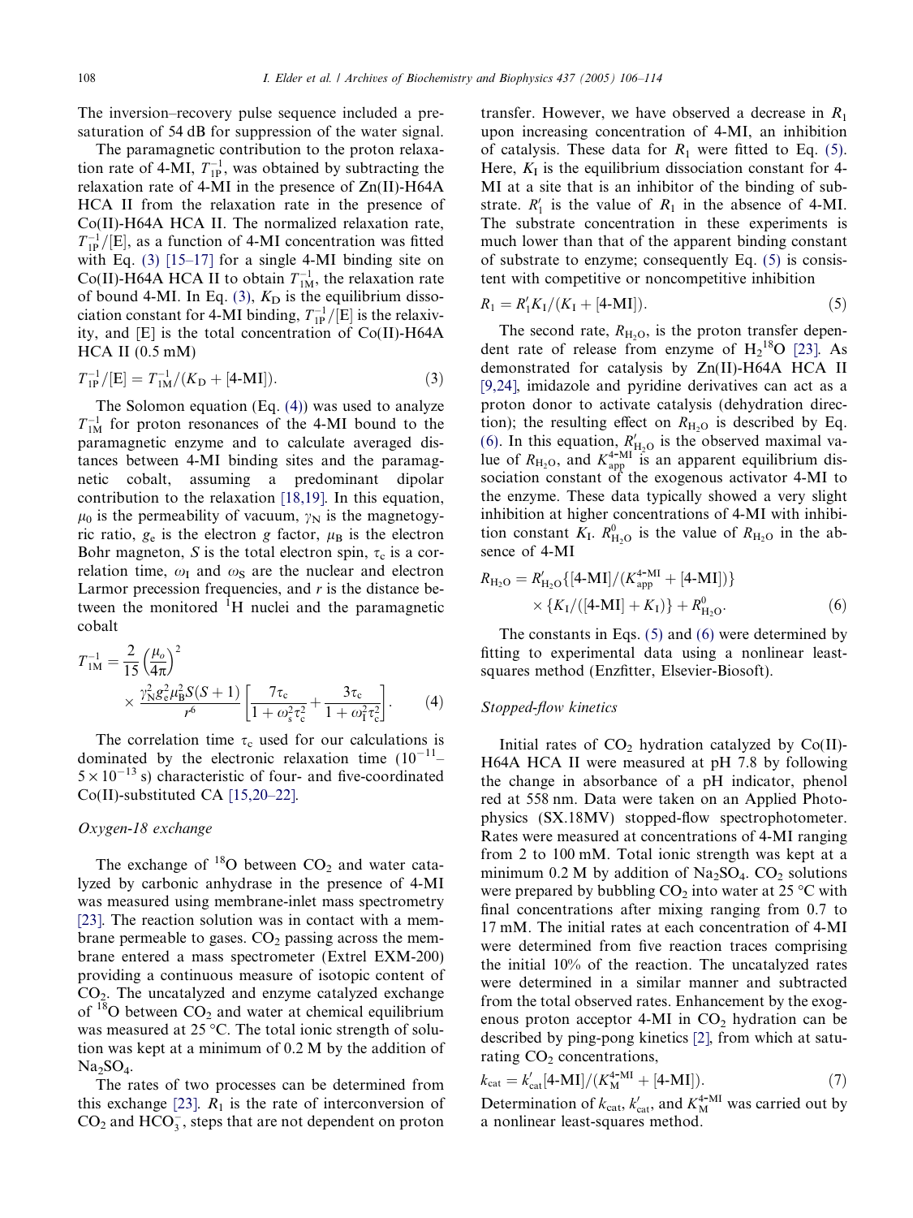The inversion–recovery pulse sequence included a presaturation of 54 dB for suppression of the water signal.

The paramagnetic contribution to the proton relaxation rate of 4-MI, $T_{1P}^{-1}$, was obtained by subtracting the relaxation rate of 4-MI in the presence of Zn(II)-H64A HCA II from the relaxation rate in the presence of Co(II)-H64A HCA II. The normalized relaxation rate, $T_{1P}^{-1}/[E]$, as a function of 4-MI concentration was fitted with Eq. (3) [15–17] for a single 4-MI binding site on Co(II)-H64A HCA II to obtain $T_{1M}^{-1}$, the relaxation rate of bound 4-MI. In Eq. (3), $K_D$ is the equilibrium dissociation constant for 4-MI binding, $T_{1P}^{-1}/[E]$ is the relaxivity, and [E] is the total concentration of Co(II)-H64A HCA II (0.5 mM)

$$T_{1P}^{-1}/[E] = T_{1M}^{-1}/(K_D + [4\text{-MI}]). \tag{3}$$

The Solomon equation (Eq. (4)) was used to analyze $T_{1M}^{-1}$ for proton resonances of the 4-MI bound to the paramagnetic enzyme and to calculate averaged distances between 4-MI binding sites and the paramagnetic cobalt, assuming a predominant dipolar contribution to the relaxation [18,19]. In this equation, $\mu_0$ is the permeability of vacuum, $\gamma_N$ is the magnetogyric ratio, $g_e$ is the electron $g$ factor, $\mu_B$ is the electron Bohr magneton, $S$ is the total electron spin, $\tau_c$ is a correlation time, $\omega_I$ and $\omega_S$ are the nuclear and electron Larmor precession frequencies, and $r$ is the distance between the monitored $^1$H nuclei and the paramagnetic cobalt

$$T_{1M}^{-1} = \frac{2}{15}\left(\frac{\mu_o}{4\pi}\right)^2 \times \frac{\gamma_N^2 g_e^2 \mu_B^2 S(S+1)}{r^6}\left[\frac{7\tau_c}{1+\omega_s^2\tau_c^2} + \frac{3\tau_c}{1+\omega_I^2\tau_c^2}\right]. \tag{4}$$

The correlation time $\tau_c$ used for our calculations is dominated by the electronic relaxation time ($10^{-11}$–$5\times10^{-13}$ s) characteristic of four- and five-coordinated Co(II)-substituted CA [15,20–22].

### Oxygen-18 exchange

The exchange of $^{18}$O between $CO_2$ and water catalyzed by carbonic anhydrase in the presence of 4-MI was measured using membrane-inlet mass spectrometry [23]. The reaction solution was in contact with a membrane permeable to gases. $CO_2$ passing across the membrane entered a mass spectrometer (Extrel EXM-200) providing a continuous measure of isotopic content of $CO_2$. The uncatalyzed and enzyme catalyzed exchange of $^{18}$O between $CO_2$ and water at chemical equilibrium was measured at 25 °C. The total ionic strength of solution was kept at a minimum of 0.2 M by the addition of $Na_2SO_4$.

The rates of two processes can be determined from this exchange [23]. $R_1$ is the rate of interconversion of $CO_2$ and $HCO_3^-$, steps that are not dependent on proton transfer. However, we have observed a decrease in $R_1$ upon increasing concentration of 4-MI, an inhibition of catalysis. These data for $R_1$ were fitted to Eq. (5). Here, $K_I$ is the equilibrium dissociation constant for 4-MI at a site that is an inhibitor of the binding of substrate. $R_1'$ is the value of $R_1$ in the absence of 4-MI. The substrate concentration in these experiments is much lower than that of the apparent binding constant of substrate to enzyme; consequently Eq. (5) is consistent with competitive or noncompetitive inhibition

$$R_1 = R_1' K_I/(K_I + [4\text{-MI}]). \tag{5}$$

The second rate, $R_{H_2O}$, is the proton transfer dependent rate of release from enzyme of $H_2{}^{18}O$ [23]. As demonstrated for catalysis by Zn(II)-H64A HCA II [9,24], imidazole and pyridine derivatives can act as a proton donor to activate catalysis (dehydration direction); the resulting effect on $R_{H_2O}$ is described by Eq. (6). In this equation, $R'_{H_2O}$ is the observed maximal value of $R_{H_2O}$, and $K_{app}^{4\text{-MI}}$ is an apparent equilibrium dissociation constant of the exogenous activator 4-MI to the enzyme. These data typically showed a very slight inhibition at higher concentrations of 4-MI with inhibition constant $K_I$. $R_{H_2O}^0$ is the value of $R_{H_2O}$ in the absence of 4-MI

$$R_{H_2O} = R'_{H_2O}\{[4\text{-MI}]/(K_{app}^{4\text{-MI}} + [4\text{-MI}])\} \times \{K_I/([4\text{-MI}] + K_I)\} + R_{H_2O}^0. \tag{6}$$

The constants in Eqs. (5) and (6) were determined by fitting to experimental data using a nonlinear least-squares method (Enzfitter, Elsevier-Biosoft).

### Stopped-flow kinetics

Initial rates of $CO_2$ hydration catalyzed by Co(II)-H64A HCA II were measured at pH 7.8 by following the change in absorbance of a pH indicator, phenol red at 558 nm. Data were taken on an Applied Photophysics (SX.18MV) stopped-flow spectrophotometer. Rates were measured at concentrations of 4-MI ranging from 2 to 100 mM. Total ionic strength was kept at a minimum 0.2 M by addition of $Na_2SO_4$. $CO_2$ solutions were prepared by bubbling $CO_2$ into water at 25 °C with final concentrations after mixing ranging from 0.7 to 17 mM. The initial rates at each concentration of 4-MI were determined from five reaction traces comprising the initial 10% of the reaction. The uncatalyzed rates were determined in a similar manner and subtracted from the total observed rates. Enhancement by the exogenous proton acceptor 4-MI in $CO_2$ hydration can be described by ping-pong kinetics [2], from which at saturating $CO_2$ concentrations,

$$k_{cat} = k'_{cat}[4\text{-MI}]/(K_M^{4\text{-MI}} + [4\text{-MI}]). \tag{7}$$

Determination of $k_{cat}$, $k'_{cat}$, and $K_M^{4\text{-MI}}$ was carried out by a nonlinear least-squares method.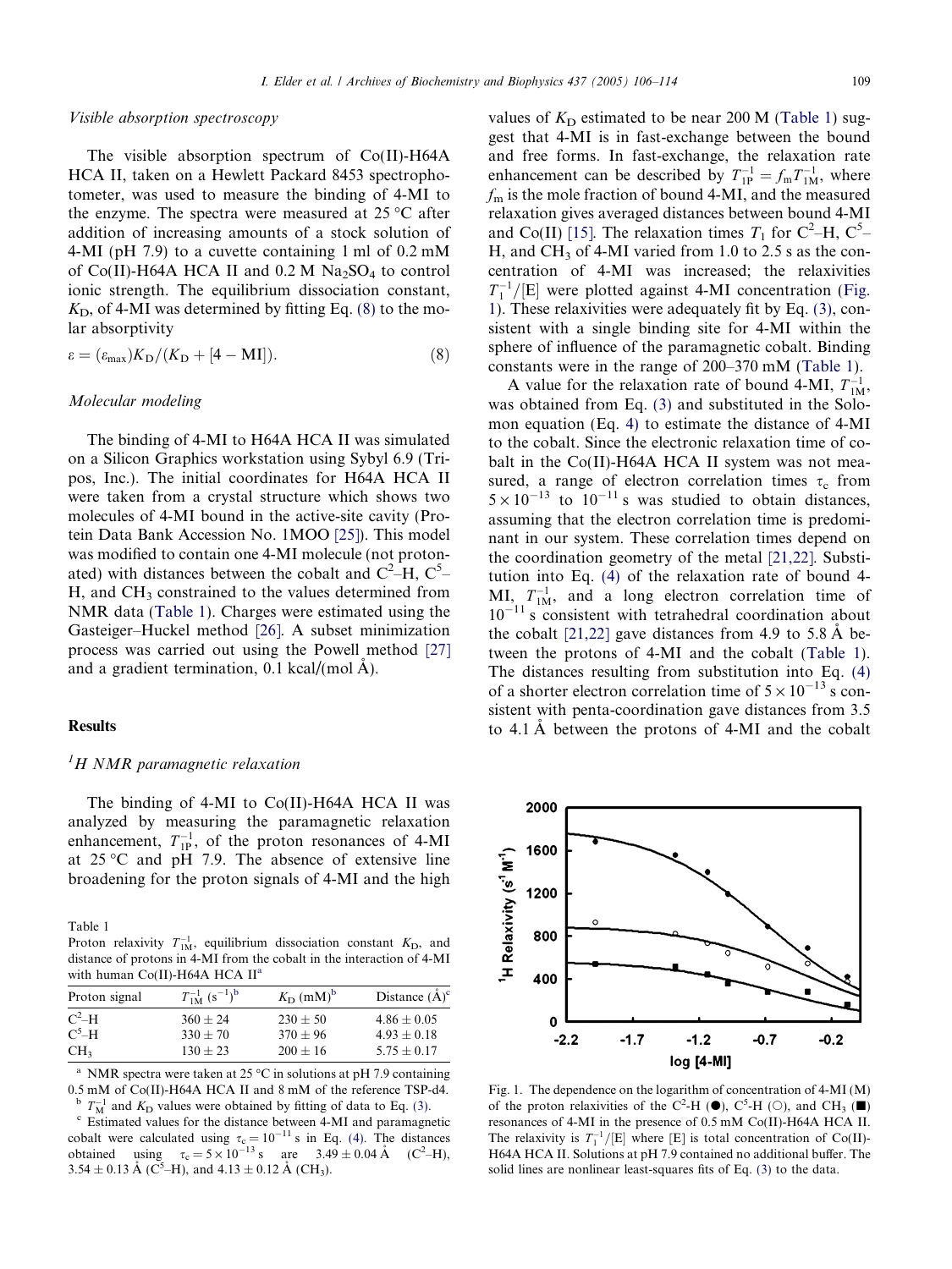### Visible absorption spectroscopy

The visible absorption spectrum of Co(II)-H64A HCA II, taken on a Hewlett Packard 8453 spectrophotometer, was used to measure the binding of 4-MI to the enzyme. The spectra were measured at 25 °C after addition of increasing amounts of a stock solution of 4-MI (pH 7.9) to a cuvette containing 1 ml of 0.2 mM of Co(II)-H64A HCA II and 0.2 M $Na_2SO_4$ to control ionic strength. The equilibrium dissociation constant, $K_D$, of 4-MI was determined by fitting Eq. (8) to the molar absorptivity

$$\varepsilon = (\varepsilon_{max})K_D/(K_D + [4-\text{MI}]). \tag{8}$$

### Molecular modeling

The binding of 4-MI to H64A HCA II was simulated on a Silicon Graphics workstation using Sybyl 6.9 (Tripos, Inc.). The initial coordinates for H64A HCA II were taken from a crystal structure which shows two molecules of 4-MI bound in the active-site cavity (Protein Data Bank Accession No. 1MOO [25]). This model was modified to contain one 4-MI molecule (not protonated) with distances between the cobalt and $C^2$–H, $C^5$–H, and $CH_3$ constrained to the values determined from NMR data (Table 1). Charges were estimated using the Gasteiger–Huckel method [26]. A subset minimization process was carried out using the Powell method [27] and a gradient termination, 0.1 kcal/(mol Å).

## Results

### $^1$H NMR paramagnetic relaxation

The binding of 4-MI to Co(II)-H64A HCA II was analyzed by measuring the paramagnetic relaxation enhancement, $T_{1P}^{-1}$, of the proton resonances of 4-MI at 25 °C and pH 7.9. The absence of extensive line broadening for the proton signals of 4-MI and the high values of $K_D$ estimated to be near 200 M (Table 1) suggest that 4-MI is in fast-exchange between the bound and free forms. In fast-exchange, the relaxation rate enhancement can be described by $T_{1P}^{-1} = f_m T_{1M}^{-1}$, where $f_m$ is the mole fraction of bound 4-MI, and the measured relaxation gives averaged distances between bound 4-MI and Co(II) [15]. The relaxation times $T_1$ for $C^2$–H, $C^5$–H, and $CH_3$ of 4-MI varied from 1.0 to 2.5 s as the concentration of 4-MI was increased; the relaxivities $T_1^{-1}/[E]$ were plotted against 4-MI concentration (Fig. 1). These relaxivities were adequately fit by Eq. (3), consistent with a single binding site for 4-MI within the sphere of influence of the paramagnetic cobalt. Binding constants were in the range of 200–370 mM (Table 1).

A value for the relaxation rate of bound 4-MI, $T_{1M}^{-1}$, was obtained from Eq. (3) and substituted in the Solomon equation (Eq. 4) to estimate the distance of 4-MI to the cobalt. Since the electronic relaxation time of cobalt in the Co(II)-H64A HCA II system was not measured, a range of electron correlation times $\tau_c$ from $5 \times 10^{-13}$ to $10^{-11}$ s was studied to obtain distances, assuming that the electron correlation time is predominant in our system. These correlation times depend on the coordination geometry of the metal [21,22]. Substitution into Eq. (4) of the relaxation rate of bound 4-MI, $T_{1M}^{-1}$, and a long electron correlation time of $10^{-11}$ s consistent with tetrahedral coordination about the cobalt [21,22] gave distances from 4.9 to 5.8 Å between the protons of 4-MI and the cobalt (Table 1). The distances resulting from substitution into Eq. (4) of a shorter electron correlation time of $5 \times 10^{-13}$ s consistent with penta-coordination gave distances from 3.5 to 4.1 Å between the protons of 4-MI and the cobalt

Table 1
Proton relaxivity $T_{1M}^{-1}$, equilibrium dissociation constant $K_D$, and distance of protons in 4-MI from the cobalt in the interaction of 4-MI with human Co(II)-H64A HCA II[a]

| Proton signal | $T_{1M}^{-1}$ ($s^{-1}$)[b] | $K_D$ (mM)[b] | Distance (Å)[c] |
|---|---|---|---|
| $C^2$–H | 360 ± 24 | 230 ± 50 | 4.86 ± 0.05 |
| $C^5$–H | 330 ± 70 | 370 ± 96 | 4.93 ± 0.18 |
| $CH_3$ | 130 ± 23 | 200 ± 16 | 5.75 ± 0.17 |

[a] NMR spectra were taken at 25 °C in solutions at pH 7.9 containing 0.5 mM of Co(II)-H64A HCA II and 8 mM of the reference TSP-d4.

[b] $T_M^{-1}$ and $K_D$ values were obtained by fitting of data to Eq. (3).

[c] Estimated values for the distance between 4-MI and paramagnetic cobalt were calculated using $\tau_c = 10^{-11}$ s in Eq. (4). The distances obtained using $\tau_c = 5 \times 10^{-13}$ s are 3.49 ± 0.04 Å ($C^2$–H), 3.54 ± 0.13 Å ($C^5$–H), and 4.13 ± 0.12 Å ($CH_3$).

Fig. 1. The dependence on the logarithm of concentration of 4-MI (M) of the proton relaxivities of the $C^2$-H (●), $C^5$-H (○), and $CH_3$ (■) resonances of 4-MI in the presence of 0.5 mM Co(II)-H64A HCA II. The relaxivity is $T_1^{-1}/[E]$ where [E] is total concentration of Co(II)-H64A HCA II. Solutions at pH 7.9 contained no additional buffer. The solid lines are nonlinear least-squares fits of Eq. (3) to the data.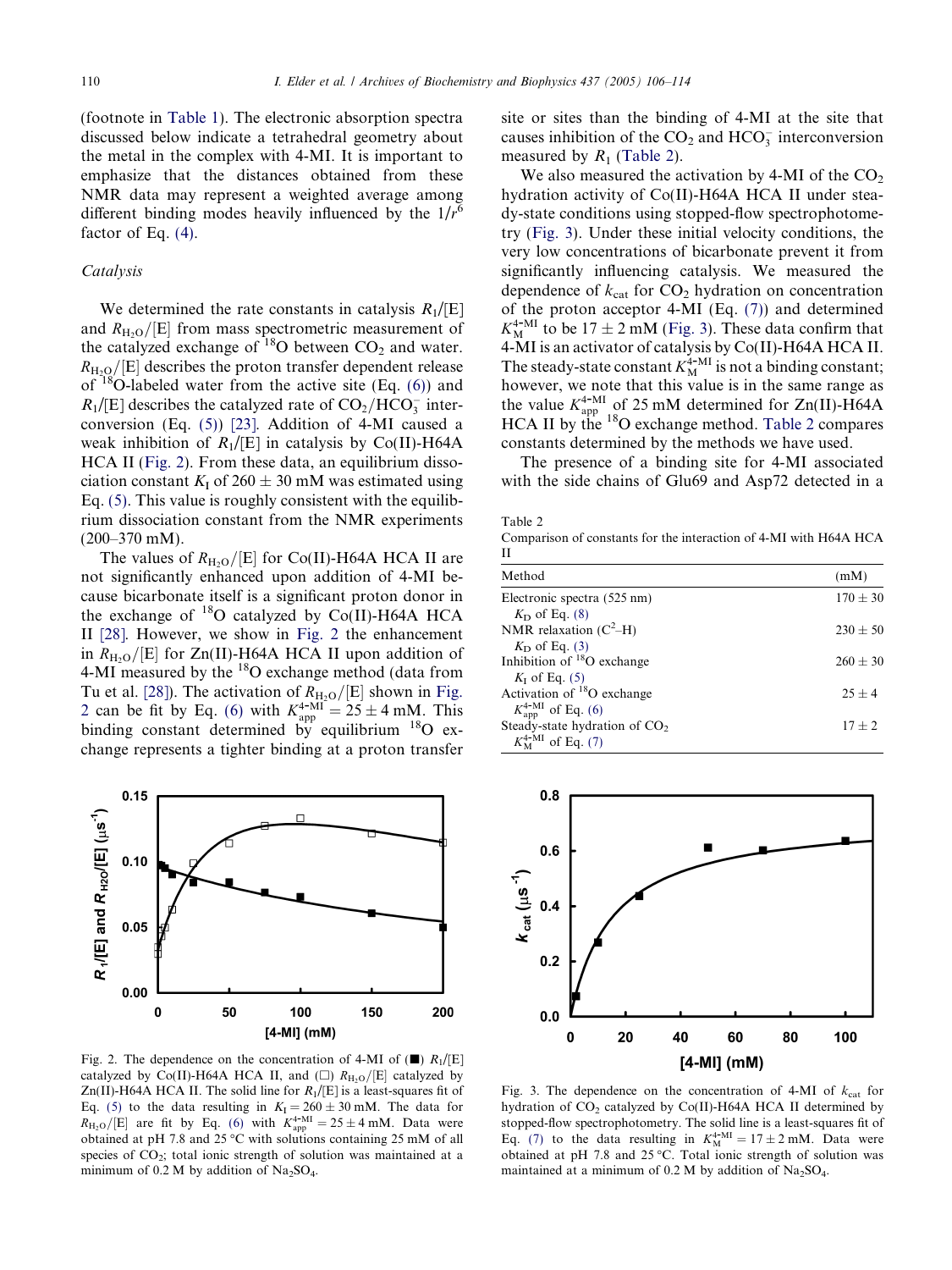(footnote in Table 1). The electronic absorption spectra discussed below indicate a tetrahedral geometry about the metal in the complex with 4-MI. It is important to emphasize that the distances obtained from these NMR data may represent a weighted average among different binding modes heavily influenced by the $1/r^6$ factor of Eq. (4).

### Catalysis

We determined the rate constants in catalysis $R_1/[E]$ and $R_{H_2O}/[E]$ from mass spectrometric measurement of the catalyzed exchange of $^{18}O$ between $CO_2$ and water. $R_{H_2O}/[E]$ describes the proton transfer dependent release of $^{18}O$-labeled water from the active site (Eq. (6)) and $R_1/[E]$ describes the catalyzed rate of $CO_2/HCO_3^-$ interconversion (Eq. (5)) [23]. Addition of 4-MI caused a weak inhibition of $R_1/[E]$ in catalysis by Co(II)-H64A HCA II (Fig. 2). From these data, an equilibrium dissociation constant $K_I$ of $260 \pm 30$ mM was estimated using Eq. (5). This value is roughly consistent with the equilibrium dissociation constant from the NMR experiments (200–370 mM).

The values of $R_{H_2O}/[E]$ for Co(II)-H64A HCA II are not significantly enhanced upon addition of 4-MI because bicarbonate itself is a significant proton donor in the exchange of $^{18}O$ catalyzed by Co(II)-H64A HCA II [28]. However, we show in Fig. 2 the enhancement in $R_{H_2O}/[E]$ for Zn(II)-H64A HCA II upon addition of 4-MI measured by the $^{18}O$ exchange method (data from Tu et al. [28]). The activation of $R_{H_2O}/[E]$ shown in Fig. 2 can be fit by Eq. (6) with $K_{app}^{4\text{-MI}} = 25 \pm 4$ mM. This binding constant determined by equilibrium $^{18}O$ exchange represents a tighter binding at a proton transfer site or sites than the binding of 4-MI at the site that causes inhibition of the $CO_2$ and $HCO_3^-$ interconversion measured by $R_1$ (Table 2).

We also measured the activation by 4-MI of the $CO_2$ hydration activity of Co(II)-H64A HCA II under steady-state conditions using stopped-flow spectrophotometry (Fig. 3). Under these initial velocity conditions, the very low concentrations of bicarbonate prevent it from significantly influencing catalysis. We measured the dependence of $k_{cat}$ for $CO_2$ hydration on concentration of the proton acceptor 4-MI (Eq. (7)) and determined $K_M^{4\text{-MI}}$ to be $17 \pm 2$ mM (Fig. 3). These data confirm that 4-MI is an activator of catalysis by Co(II)-H64A HCA II. The steady-state constant $K_M^{4\text{-MI}}$ is not a binding constant; however, we note that this value is in the same range as the value $K_{app}^{4\text{-MI}}$ of 25 mM determined for Zn(II)-H64A HCA II by the $^{18}O$ exchange method. Table 2 compares constants determined by the methods we have used.

The presence of a binding site for 4-MI associated with the side chains of Glu69 and Asp72 detected in a

Table 2
Comparison of constants for the interaction of 4-MI with H64A HCA II

| Method | (mM) |
|---|---|
| Electronic spectra (525 nm) $K_D$ of Eq. (8) | $170 \pm 30$ |
| NMR relaxation ($C^2$–H) $K_D$ of Eq. (3) | $230 \pm 50$ |
| Inhibition of $^{18}O$ exchange $K_I$ of Eq. (5) | $260 \pm 30$ |
| Activation of $^{18}O$ exchange $K_{app}^{4\text{-MI}}$ of Eq. (6) | $25 \pm 4$ |
| Steady-state hydration of $CO_2$ $K_M^{4\text{-MI}}$ of Eq. (7) | $17 \pm 2$ |

Fig. 2. The dependence on the concentration of 4-MI of (■) $R_1/[E]$ catalyzed by Co(II)-H64A HCA II, and (□) $R_{H_2O}/[E]$ catalyzed by Zn(II)-H64A HCA II. The solid line for $R_1/[E]$ is a least-squares fit of Eq. (5) to the data resulting in $K_I = 260 \pm 30$ mM. The data for $R_{H_2O}/[E]$ are fit by Eq. (6) with $K_{app}^{4\text{-MI}} = 25 \pm 4$ mM. Data were obtained at pH 7.8 and 25 °C with solutions containing 25 mM of all species of $CO_2$; total ionic strength of solution was maintained at a minimum of 0.2 M by addition of $Na_2SO_4$.

Fig. 3. The dependence on the concentration of 4-MI of $k_{cat}$ for hydration of $CO_2$ catalyzed by Co(II)-H64A HCA II determined by stopped-flow spectrophotometry. The solid line is a least-squares fit of Eq. (7) to the data resulting in $K_M^{4\text{-MI}} = 17 \pm 2$ mM. Data were obtained at pH 7.8 and 25 °C. Total ionic strength of solution was maintained at a minimum of 0.2 M by addition of $Na_2SO_4$.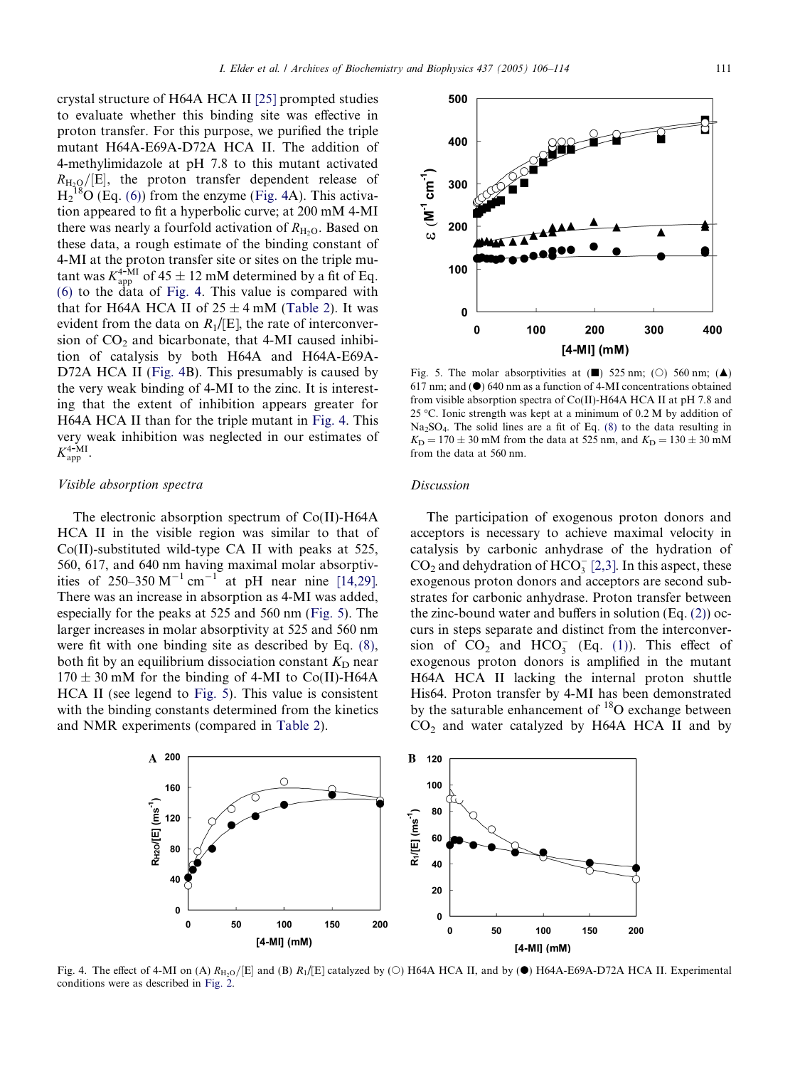crystal structure of H64A HCA II [25] prompted studies to evaluate whether this binding site was effective in proton transfer. For this purpose, we purified the triple mutant H64A-E69A-D72A HCA II. The addition of 4-methylimidazole at pH 7.8 to this mutant activated $R_{H_2O}/[E]$, the proton transfer dependent release of $H_2{}^{18}O$ (Eq. (6)) from the enzyme (Fig. 4A). This activation appeared to fit a hyperbolic curve; at 200 mM 4-MI there was nearly a fourfold activation of $R_{H_2O}$. Based on these data, a rough estimate of the binding constant of 4-MI at the proton transfer site or sites on the triple mutant was $K_{app}^{4\text{-MI}}$ of 45 ± 12 mM determined by a fit of Eq. (6) to the data of Fig. 4. This value is compared with that for H64A HCA II of 25 ± 4 mM (Table 2). It was evident from the data on $R_1/[E]$, the rate of interconversion of $CO_2$ and bicarbonate, that 4-MI caused inhibition of catalysis by both H64A and H64A-E69A-D72A HCA II (Fig. 4B). This presumably is caused by the very weak binding of 4-MI to the zinc. It is interesting that the extent of inhibition appears greater for H64A HCA II than for the triple mutant in Fig. 4. This very weak inhibition was neglected in our estimates of $K_{app}^{4\text{-MI}}$.

### Visible absorption spectra

The electronic absorption spectrum of Co(II)-H64A HCA II in the visible region was similar to that of Co(II)-substituted wild-type CA II with peaks at 525, 560, 617, and 640 nm having maximal molar absorptivities of 250–350 $M^{-1}$ $cm^{-1}$ at pH near nine [14,29]. There was an increase in absorption as 4-MI was added, especially for the peaks at 525 and 560 nm (Fig. 5). The larger increases in molar absorptivity at 525 and 560 nm were fit with one binding site as described by Eq. (8), both fit by an equilibrium dissociation constant $K_D$ near 170 ± 30 mM for the binding of 4-MI to Co(II)-H64A HCA II (see legend to Fig. 5). This value is consistent with the binding constants determined from the kinetics and NMR experiments (compared in Table 2).

Fig. 5. The molar absorptivities at (■) 525 nm; (○) 560 nm; (▲) 617 nm; and (●) 640 nm as a function of 4-MI concentrations obtained from visible absorption spectra of Co(II)-H64A HCA II at pH 7.8 and 25 °C. Ionic strength was kept at a minimum of 0.2 M by addition of $Na_2SO_4$. The solid lines are a fit of Eq. (8) to the data resulting in $K_D$ = 170 ± 30 mM from the data at 525 nm, and $K_D$ = 130 ± 30 mM from the data at 560 nm.

## Discussion

The participation of exogenous proton donors and acceptors is necessary to achieve maximal velocity in catalysis by carbonic anhydrase of the hydration of $CO_2$ and dehydration of $HCO_3^-$ [2,3]. In this aspect, these exogenous proton donors and acceptors are second substrates for carbonic anhydrase. Proton transfer between the zinc-bound water and buffers in solution (Eq. (2)) occurs in steps separate and distinct from the interconversion of $CO_2$ and $HCO_3^-$ (Eq. (1)). This effect of exogenous proton donors is amplified in the mutant H64A HCA II lacking the internal proton shuttle His64. Proton transfer by 4-MI has been demonstrated by the saturable enhancement of $^{18}O$ exchange between $CO_2$ and water catalyzed by H64A HCA II and by

Fig. 4. The effect of 4-MI on (A) $R_{H_2O}/[E]$ and (B) $R_1/[E]$ catalyzed by (○) H64A HCA II, and by (●) H64A-E69A-D72A HCA II. Experimental conditions were as described in Fig. 2.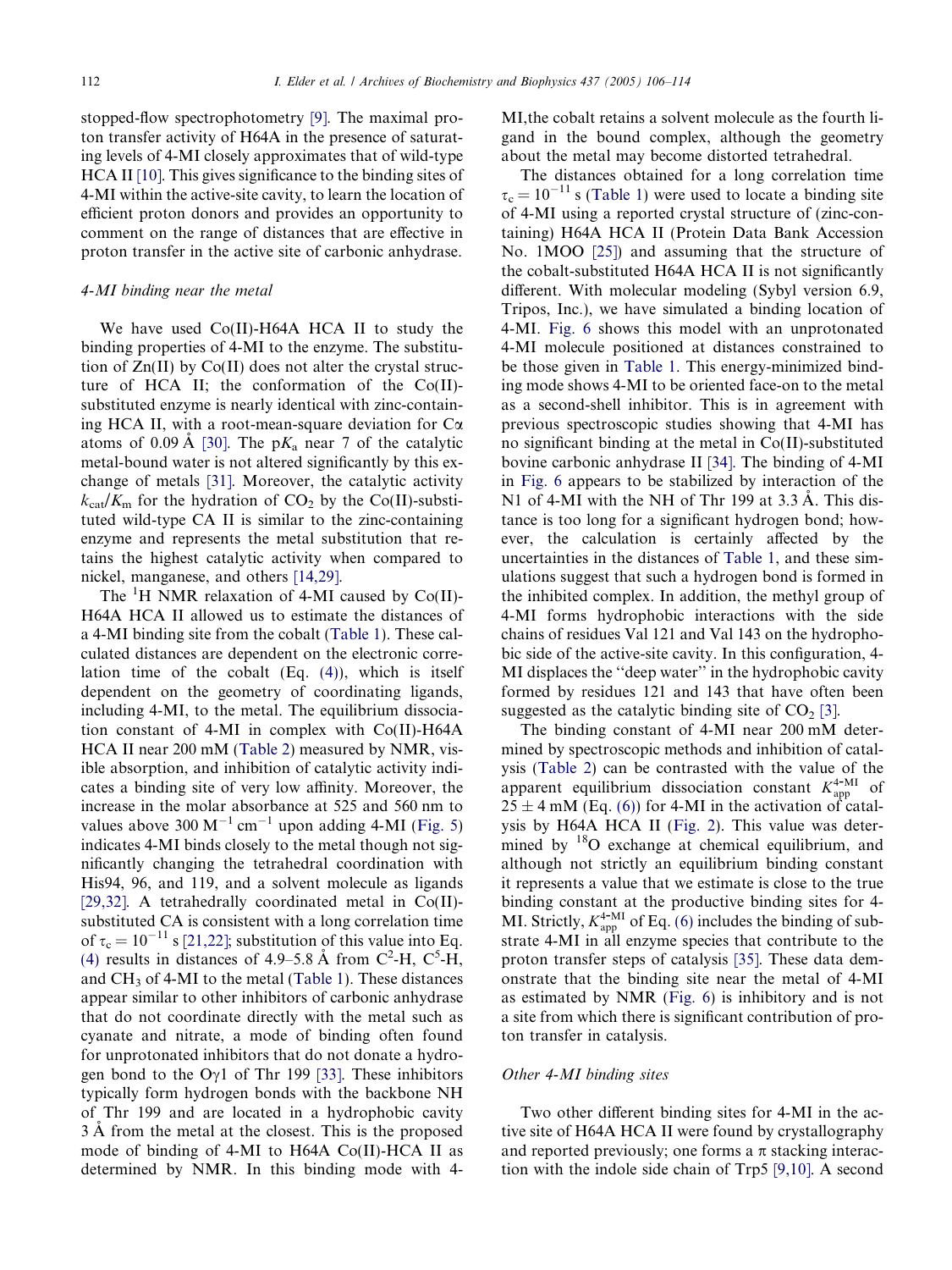stopped-flow spectrophotometry [9]. The maximal proton transfer activity of H64A in the presence of saturating levels of 4-MI closely approximates that of wild-type HCA II [10]. This gives significance to the binding sites of 4-MI within the active-site cavity, to learn the location of efficient proton donors and provides an opportunity to comment on the range of distances that are effective in proton transfer in the active site of carbonic anhydrase.

### 4-MI binding near the metal

We have used Co(II)-H64A HCA II to study the binding properties of 4-MI to the enzyme. The substitution of Zn(II) by Co(II) does not alter the crystal structure of HCA II; the conformation of the Co(II)-substituted enzyme is nearly identical with zinc-containing HCA II, with a root-mean-square deviation for Cα atoms of 0.09 Å [30]. The $pK_a$ near 7 of the catalytic metal-bound water is not altered significantly by this exchange of metals [31]. Moreover, the catalytic activity $k_{cat}/K_m$ for the hydration of $CO_2$ by the Co(II)-substituted wild-type CA II is similar to the zinc-containing enzyme and represents the metal substitution that retains the highest catalytic activity when compared to nickel, manganese, and others [14,29].

The $^1H$ NMR relaxation of 4-MI caused by Co(II)-H64A HCA II allowed us to estimate the distances of a 4-MI binding site from the cobalt (Table 1). These calculated distances are dependent on the electronic correlation time of the cobalt (Eq. (4)), which is itself dependent on the geometry of coordinating ligands, including 4-MI, to the metal. The equilibrium dissociation constant of 4-MI in complex with Co(II)-H64A HCA II near 200 mM (Table 2) measured by NMR, visible absorption, and inhibition of catalytic activity indicates a binding site of very low affinity. Moreover, the increase in the molar absorbance at 525 and 560 nm to values above 300 $M^{-1}\,cm^{-1}$ upon adding 4-MI (Fig. 5) indicates 4-MI binds closely to the metal though not significantly changing the tetrahedral coordination with His94, 96, and 119, and a solvent molecule as ligands [29,32]. A tetrahedrally coordinated metal in Co(II)-substituted CA is consistent with a long correlation time of $\tau_c = 10^{-11}$ s [21,22]; substitution of this value into Eq. (4) results in distances of 4.9–5.8 Å from $C^2$-H, $C^5$-H, and $CH_3$ of 4-MI to the metal (Table 1). These distances appear similar to other inhibitors of carbonic anhydrase that do not coordinate directly with the metal such as cyanate and nitrate, a mode of binding often found for unprotonated inhibitors that do not donate a hydrogen bond to the Oγ1 of Thr 199 [33]. These inhibitors typically form hydrogen bonds with the backbone NH of Thr 199 and are located in a hydrophobic cavity 3 Å from the metal at the closest. This is the proposed mode of binding of 4-MI to H64A Co(II)-HCA II as determined by NMR. In this binding mode with 4-MI,the cobalt retains a solvent molecule as the fourth ligand in the bound complex, although the geometry about the metal may become distorted tetrahedral.

The distances obtained for a long correlation time $\tau_c = 10^{-11}$ s (Table 1) were used to locate a binding site of 4-MI using a reported crystal structure of (zinc-containing) H64A HCA II (Protein Data Bank Accession No. 1MOO [25]) and assuming that the structure of the cobalt-substituted H64A HCA II is not significantly different. With molecular modeling (Sybyl version 6.9, Tripos, Inc.), we have simulated a binding location of 4-MI. Fig. 6 shows this model with an unprotonated 4-MI molecule positioned at distances constrained to be those given in Table 1. This energy-minimized binding mode shows 4-MI to be oriented face-on to the metal as a second-shell inhibitor. This is in agreement with previous spectroscopic studies showing that 4-MI has no significant binding at the metal in Co(II)-substituted bovine carbonic anhydrase II [34]. The binding of 4-MI in Fig. 6 appears to be stabilized by interaction of the N1 of 4-MI with the NH of Thr 199 at 3.3 Å. This distance is too long for a significant hydrogen bond; however, the calculation is certainly affected by the uncertainties in the distances of Table 1, and these simulations suggest that such a hydrogen bond is formed in the inhibited complex. In addition, the methyl group of 4-MI forms hydrophobic interactions with the side chains of residues Val 121 and Val 143 on the hydrophobic side of the active-site cavity. In this configuration, 4-MI displaces the "deep water" in the hydrophobic cavity formed by residues 121 and 143 that have often been suggested as the catalytic binding site of $CO_2$ [3].

The binding constant of 4-MI near 200 mM determined by spectroscopic methods and inhibition of catalysis (Table 2) can be contrasted with the value of the apparent equilibrium dissociation constant $K_{app}^{4\text{-MI}}$ of $25 \pm 4$ mM (Eq. (6)) for 4-MI in the activation of catalysis by H64A HCA II (Fig. 2). This value was determined by $^{18}O$ exchange at chemical equilibrium, and although not strictly an equilibrium binding constant it represents a value that we estimate is close to the true binding constant at the productive binding sites for 4-MI. Strictly, $K_{app}^{4\text{-MI}}$ of Eq. (6) includes the binding of substrate 4-MI in all enzyme species that contribute to the proton transfer steps of catalysis [35]. These data demonstrate that the binding site near the metal of 4-MI as estimated by NMR (Fig. 6) is inhibitory and is not a site from which there is significant contribution of proton transfer in catalysis.

### Other 4-MI binding sites

Two other different binding sites for 4-MI in the active site of H64A HCA II were found by crystallography and reported previously; one forms a π stacking interaction with the indole side chain of Trp5 [9,10]. A second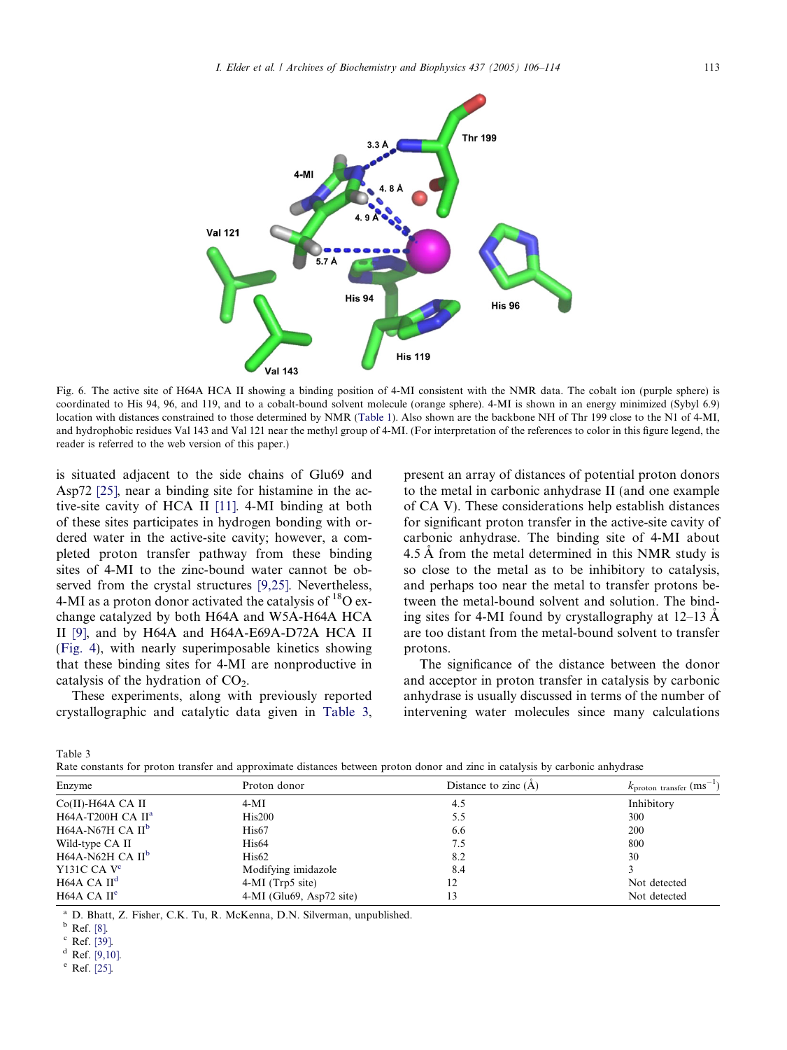Fig. 6. The active site of H64A HCA II showing a binding position of 4-MI consistent with the NMR data. The cobalt ion (purple sphere) is coordinated to His 94, 96, and 119, and to a cobalt-bound solvent molecule (orange sphere). 4-MI is shown in an energy minimized (Sybyl 6.9) location with distances constrained to those determined by NMR (Table 1). Also shown are the backbone NH of Thr 199 close to the N1 of 4-MI, and hydrophobic residues Val 143 and Val 121 near the methyl group of 4-MI. (For interpretation of the references to color in this figure legend, the reader is referred to the web version of this paper.)

is situated adjacent to the side chains of Glu69 and Asp72 [25], near a binding site for histamine in the active-site cavity of HCA II [11]. 4-MI binding at both of these sites participates in hydrogen bonding with ordered water in the active-site cavity; however, a completed proton transfer pathway from these binding sites of 4-MI to the zinc-bound water cannot be observed from the crystal structures [9,25]. Nevertheless, 4-MI as a proton donor activated the catalysis of $^{18}O$ exchange catalyzed by both H64A and W5A-H64A HCA II [9], and by H64A and H64A-E69A-D72A HCA II (Fig. 4), with nearly superimposable kinetics showing that these binding sites for 4-MI are nonproductive in catalysis of the hydration of $CO_2$.

These experiments, along with previously reported crystallographic and catalytic data given in Table 3, present an array of distances of potential proton donors to the metal in carbonic anhydrase II (and one example of CA V). These considerations help establish distances for significant proton transfer in the active-site cavity of carbonic anhydrase. The binding site of 4-MI about 4.5 Å from the metal determined in this NMR study is so close to the metal as to be inhibitory to catalysis, and perhaps too near the metal to transfer protons between the metal-bound solvent and solution. The binding sites for 4-MI found by crystallography at 12–13 Å are too distant from the metal-bound solvent to transfer protons.

The significance of the distance between the donor and acceptor in proton transfer in catalysis by carbonic anhydrase is usually discussed in terms of the number of intervening water molecules since many calculations

Table 3
Rate constants for proton transfer and approximate distances between proton donor and zinc in catalysis by carbonic anhydrase

| Enzyme | Proton donor | Distance to zinc (Å) | $k_{proton\ transfer}$ ($ms^{-1}$) |
|---|---|---|---|
| Co(II)-H64A CA II | 4-MI | 4.5 | Inhibitory |
| H64A-T200H CA II[a] | His200 | 5.5 | 300 |
| H64A-N67H CA II[b] | His67 | 6.6 | 200 |
| Wild-type CA II | His64 | 7.5 | 800 |
| H64A-N62H CA II[b] | His62 | 8.2 | 30 |
| Y131C CA V[c] | Modifying imidazole | 8.4 | 3 |
| H64A CA II[d] | 4-MI (Trp5 site) | 12 | Not detected |
| H64A CA II[e] | 4-MI (Glu69, Asp72 site) | 13 | Not detected |

[a] D. Bhatt, Z. Fisher, C.K. Tu, R. McKenna, D.N. Silverman, unpublished.
[b] Ref. [8].
[c] Ref. [39].
[d] Ref. [9,10].
[e] Ref. [25].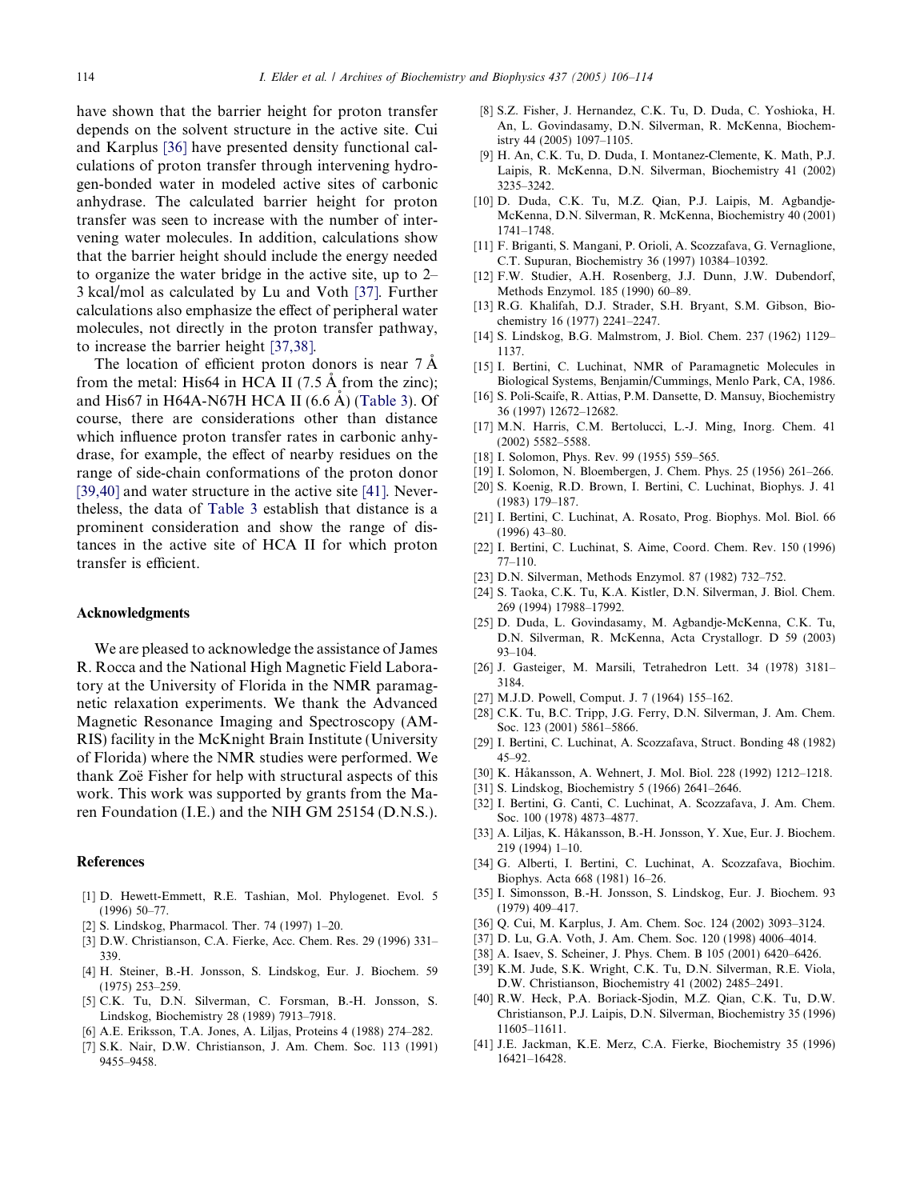have shown that the barrier height for proton transfer depends on the solvent structure in the active site. Cui and Karplus [36] have presented density functional calculations of proton transfer through intervening hydrogen-bonded water in modeled active sites of carbonic anhydrase. The calculated barrier height for proton transfer was seen to increase with the number of intervening water molecules. In addition, calculations show that the barrier height should include the energy needed to organize the water bridge in the active site, up to 2–3 kcal/mol as calculated by Lu and Voth [37]. Further calculations also emphasize the effect of peripheral water molecules, not directly in the proton transfer pathway, to increase the barrier height [37,38].

The location of efficient proton donors is near 7 Å from the metal: His64 in HCA II (7.5 Å from the zinc); and His67 in H64A-N67H HCA II (6.6 Å) (Table 3). Of course, there are considerations other than distance which influence proton transfer rates in carbonic anhydrase, for example, the effect of nearby residues on the range of side-chain conformations of the proton donor [39,40] and water structure in the active site [41]. Nevertheless, the data of Table 3 establish that distance is a prominent consideration and show the range of distances in the active site of HCA II for which proton transfer is efficient.

## Acknowledgments

We are pleased to acknowledge the assistance of James R. Rocca and the National High Magnetic Field Laboratory at the University of Florida in the NMR paramagnetic relaxation experiments. We thank the Advanced Magnetic Resonance Imaging and Spectroscopy (AMRIS) facility in the McKnight Brain Institute (University of Florida) where the NMR studies were performed. We thank Zoë Fisher for help with structural aspects of this work. This work was supported by grants from the Maren Foundation (I.E.) and the NIH GM 25154 (D.N.S.).

## References

[1] D. Hewett-Emmett, R.E. Tashian, Mol. Phylogenet. Evol. 5 (1996) 50–77.
[2] S. Lindskog, Pharmacol. Ther. 74 (1997) 1–20.
[3] D.W. Christianson, C.A. Fierke, Acc. Chem. Res. 29 (1996) 331–339.
[4] H. Steiner, B.-H. Jonsson, S. Lindskog, Eur. J. Biochem. 59 (1975) 253–259.
[5] C.K. Tu, D.N. Silverman, C. Forsman, B.-H. Jonsson, S. Lindskog, Biochemistry 28 (1989) 7913–7918.
[6] A.E. Eriksson, T.A. Jones, A. Liljas, Proteins 4 (1988) 274–282.
[7] S.K. Nair, D.W. Christianson, J. Am. Chem. Soc. 113 (1991) 9455–9458.
[8] S.Z. Fisher, J. Hernandez, C.K. Tu, D. Duda, C. Yoshioka, H. An, L. Govindasamy, D.N. Silverman, R. McKenna, Biochemistry 44 (2005) 1097–1105.
[9] H. An, C.K. Tu, D. Duda, I. Montanez-Clemente, K. Math, P.J. Laipis, R. McKenna, D.N. Silverman, Biochemistry 41 (2002) 3235–3242.
[10] D. Duda, C.K. Tu, M.Z. Qian, P.J. Laipis, M. Agbandje-McKenna, D.N. Silverman, R. McKenna, Biochemistry 40 (2001) 1741–1748.
[11] F. Briganti, S. Mangani, P. Orioli, A. Scozzafava, G. Vernaglione, C.T. Supuran, Biochemistry 36 (1997) 10384–10392.
[12] F.W. Studier, A.H. Rosenberg, J.J. Dunn, J.W. Dubendorf, Methods Enzymol. 185 (1990) 60–89.
[13] R.G. Khalifah, D.J. Strader, S.H. Bryant, S.M. Gibson, Biochemistry 16 (1977) 2241–2247.
[14] S. Lindskog, B.G. Malmstrom, J. Biol. Chem. 237 (1962) 1129–1137.
[15] I. Bertini, C. Luchinat, NMR of Paramagnetic Molecules in Biological Systems, Benjamin/Cummings, Menlo Park, CA, 1986.
[16] S. Poli-Scaife, R. Attias, P.M. Dansette, D. Mansuy, Biochemistry 36 (1997) 12672–12682.
[17] M.N. Harris, C.M. Bertolucci, L.-J. Ming, Inorg. Chem. 41 (2002) 5582–5588.
[18] I. Solomon, Phys. Rev. 99 (1955) 559–565.
[19] I. Solomon, N. Bloembergen, J. Chem. Phys. 25 (1956) 261–266.
[20] S. Koenig, R.D. Brown, I. Bertini, C. Luchinat, Biophys. J. 41 (1983) 179–187.
[21] I. Bertini, C. Luchinat, A. Rosato, Prog. Biophys. Mol. Biol. 66 (1996) 43–80.
[22] I. Bertini, C. Luchinat, S. Aime, Coord. Chem. Rev. 150 (1996) 77–110.
[23] D.N. Silverman, Methods Enzymol. 87 (1982) 732–752.
[24] S. Taoka, C.K. Tu, K.A. Kistler, D.N. Silverman, J. Biol. Chem. 269 (1994) 17988–17992.
[25] D. Duda, L. Govindasamy, M. Agbandje-McKenna, C.K. Tu, D.N. Silverman, R. McKenna, Acta Crystallogr. D 59 (2003) 93–104.
[26] J. Gasteiger, M. Marsili, Tetrahedron Lett. 34 (1978) 3181–3184.
[27] M.J.D. Powell, Comput. J. 7 (1964) 155–162.
[28] C.K. Tu, B.C. Tripp, J.G. Ferry, D.N. Silverman, J. Am. Chem. Soc. 123 (2001) 5861–5866.
[29] I. Bertini, C. Luchinat, A. Scozzafava, Struct. Bonding 48 (1982) 45–92.
[30] K. Håkansson, A. Wehnert, J. Mol. Biol. 228 (1992) 1212–1218.
[31] S. Lindskog, Biochemistry 5 (1966) 2641–2646.
[32] I. Bertini, G. Canti, C. Luchinat, A. Scozzafava, J. Am. Chem. Soc. 100 (1978) 4873–4877.
[33] A. Liljas, K. Håkansson, B.-H. Jonsson, Y. Xue, Eur. J. Biochem. 219 (1994) 1–10.
[34] G. Alberti, I. Bertini, C. Luchinat, A. Scozzafava, Biochim. Biophys. Acta 668 (1981) 16–26.
[35] I. Simonsson, B.-H. Jonsson, S. Lindskog, Eur. J. Biochem. 93 (1979) 409–417.
[36] Q. Cui, M. Karplus, J. Am. Chem. Soc. 124 (2002) 3093–3124.
[37] D. Lu, G.A. Voth, J. Am. Chem. Soc. 120 (1998) 4006–4014.
[38] A. Isaev, S. Scheiner, J. Phys. Chem. B 105 (2001) 6420–6426.
[39] K.M. Jude, S.K. Wright, C.K. Tu, D.N. Silverman, R.E. Viola, D.W. Christianson, Biochemistry 41 (2002) 2485–2491.
[40] R.W. Heck, P.A. Boriack-Sjodin, M.Z. Qian, C.K. Tu, D.W. Christianson, P.J. Laipis, D.N. Silverman, Biochemistry 35 (1996) 11605–11611.
[41] J.E. Jackman, K.E. Merz, C.A. Fierke, Biochemistry 35 (1996) 16421–16428.